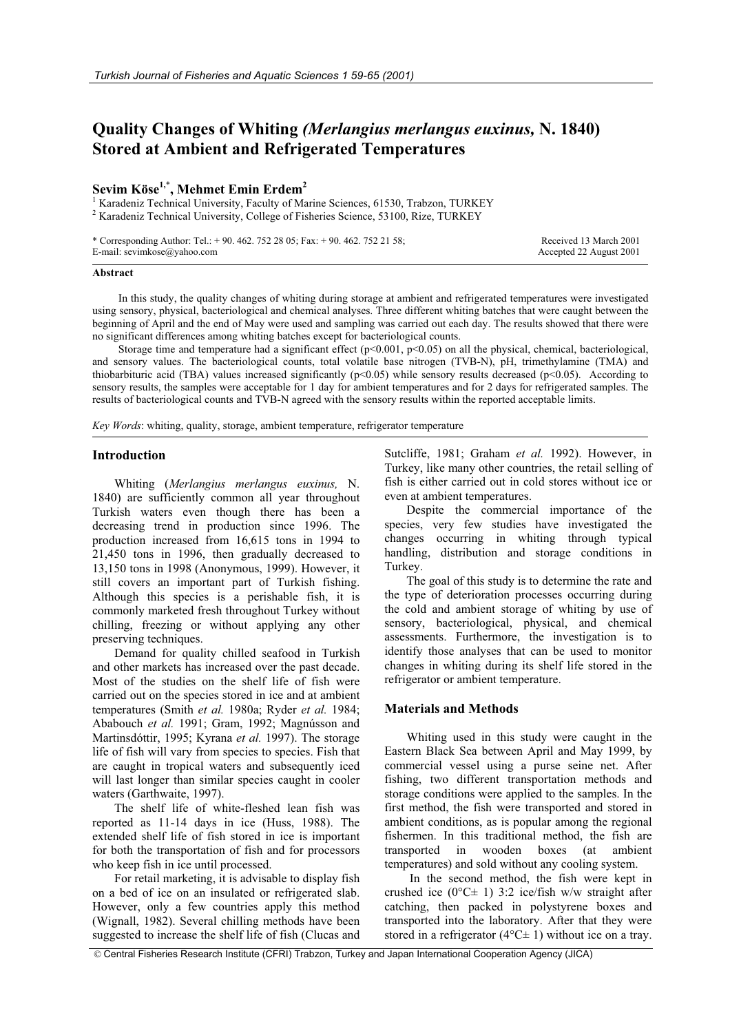# Quality Changes of Whiting *(Merlangius merlangus euxinus,* N. 1840) Stored at Ambient and Refrigerated Temperatures

**Sevim Köse[1,*], Mehmet Emin Erdem[2]**

[1] Karadeniz Technical University, Faculty of Marine Sciences, 61530, Trabzon, TURKEY
[2] Karadeniz Technical University, College of Fisheries Science, 53100, Rize, TURKEY

\* Corresponding Author: Tel.: + 90. 462. 752 28 05; Fax: + 90. 462. 752 21 58;
E-mail: sevimkose@yahoo.com

Received 13 March 2001
Accepted 22 August 2001

**Abstract**

In this study, the quality changes of whiting during storage at ambient and refrigerated temperatures were investigated using sensory, physical, bacteriological and chemical analyses. Three different whiting batches that were caught between the beginning of April and the end of May were used and sampling was carried out each day. The results showed that there were no significant differences among whiting batches except for bacteriological counts.

Storage time and temperature had a significant effect ($p<0.001$, $p<0.05$) on all the physical, chemical, bacteriological, and sensory values. The bacteriological counts, total volatile base nitrogen (TVB-N), pH, trimethylamine (TMA) and thiobarbituric acid (TBA) values increased significantly ($p<0.05$) while sensory results decreased ($p<0.05$). According to sensory results, the samples were acceptable for 1 day for ambient temperatures and for 2 days for refrigerated samples. The results of bacteriological counts and TVB-N agreed with the sensory results within the reported acceptable limits.

*Key Words*: whiting, quality, storage, ambient temperature, refrigerator temperature

## Introduction

Whiting (*Merlangius merlangus euxinus,* N. 1840) are sufficiently common all year throughout Turkish waters even though there has been a decreasing trend in production since 1996. The production increased from 16,615 tons in 1994 to 21,450 tons in 1996, then gradually decreased to 13,150 tons in 1998 (Anonymous, 1999). However, it still covers an important part of Turkish fishing. Although this species is a perishable fish, it is commonly marketed fresh throughout Turkey without chilling, freezing or without applying any other preserving techniques.

Demand for quality chilled seafood in Turkish and other markets has increased over the past decade. Most of the studies on the shelf life of fish were carried out on the species stored in ice and at ambient temperatures (Smith *et al.* 1980a; Ryder *et al.* 1984; Ababouch *et al.* 1991; Gram, 1992; Magnússon and Martinsdóttir, 1995; Kyrana *et al.* 1997). The storage life of fish will vary from species to species. Fish that are caught in tropical waters and subsequently iced will last longer than similar species caught in cooler waters (Garthwaite, 1997).

The shelf life of white-fleshed lean fish was reported as 11-14 days in ice (Huss, 1988). The extended shelf life of fish stored in ice is important for both the transportation of fish and for processors who keep fish in ice until processed.

For retail marketing, it is advisable to display fish on a bed of ice on an insulated or refrigerated slab. However, only a few countries apply this method (Wignall, 1982). Several chilling methods have been suggested to increase the shelf life of fish (Clucas and Sutcliffe, 1981; Graham *et al.* 1992). However, in Turkey, like many other countries, the retail selling of fish is either carried out in cold stores without ice or even at ambient temperatures.

Despite the commercial importance of the species, very few studies have investigated the changes occurring in whiting through typical handling, distribution and storage conditions in Turkey.

The goal of this study is to determine the rate and the type of deterioration processes occurring during the cold and ambient storage of whiting by use of sensory, bacteriological, physical, and chemical assessments. Furthermore, the investigation is to identify those analyses that can be used to monitor changes in whiting during its shelf life stored in the refrigerator or ambient temperature.

## Materials and Methods

Whiting used in this study were caught in the Eastern Black Sea between April and May 1999, by commercial vessel using a purse seine net. After fishing, two different transportation methods and storage conditions were applied to the samples. In the first method, the fish were transported and stored in ambient conditions, as is popular among the regional fishermen. In this traditional method, the fish are transported in wooden boxes (at ambient temperatures) and sold without any cooling system.

In the second method, the fish were kept in crushed ice (0°C± 1) 3:2 ice/fish w/w straight after catching, then packed in polystyrene boxes and transported into the laboratory. After that they were stored in a refrigerator (4°C± 1) without ice on a tray.

© Central Fisheries Research Institute (CFRI) Trabzon, Turkey and Japan International Cooperation Agency (JICA)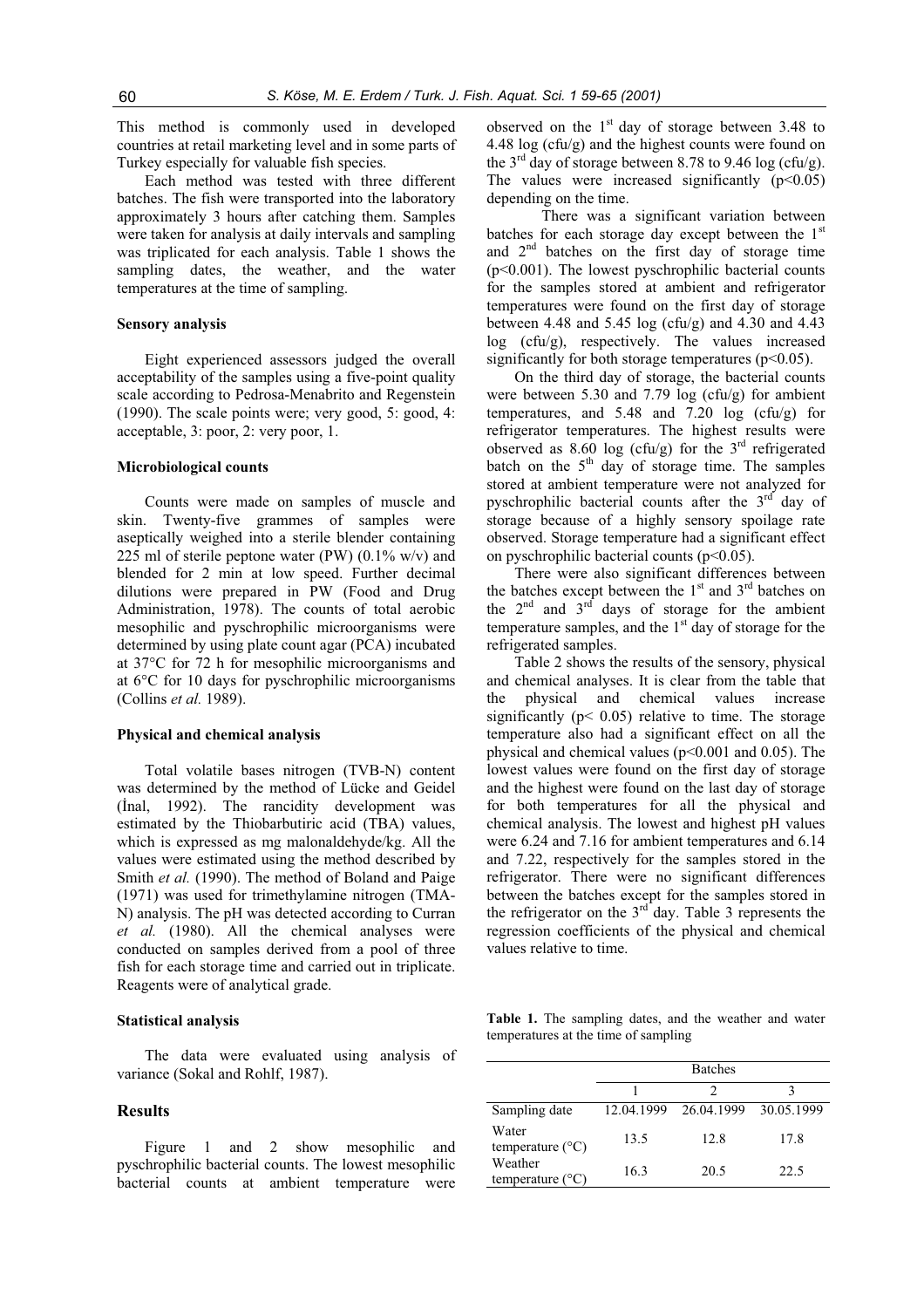This method is commonly used in developed countries at retail marketing level and in some parts of Turkey especially for valuable fish species.

Each method was tested with three different batches. The fish were transported into the laboratory approximately 3 hours after catching them. Samples were taken for analysis at daily intervals and sampling was triplicated for each analysis. Table 1 shows the sampling dates, the weather, and the water temperatures at the time of sampling.

### Sensory analysis

Eight experienced assessors judged the overall acceptability of the samples using a five-point quality scale according to Pedrosa-Menabrito and Regenstein (1990). The scale points were; very good, 5: good, 4: acceptable, 3: poor, 2: very poor, 1.

### Microbiological counts

Counts were made on samples of muscle and skin. Twenty-five grammes of samples were aseptically weighed into a sterile blender containing 225 ml of sterile peptone water (PW) (0.1% w/v) and blended for 2 min at low speed. Further decimal dilutions were prepared in PW (Food and Drug Administration, 1978). The counts of total aerobic mesophilic and pyschrophilic microorganisms were determined by using plate count agar (PCA) incubated at 37°C for 72 h for mesophilic microorganisms and at 6°C for 10 days for pyschrophilic microorganisms (Collins *et al.* 1989).

### Physical and chemical analysis

Total volatile bases nitrogen (TVB-N) content was determined by the method of Lücke and Geidel (İnal, 1992). The rancidity development was estimated by the Thiobarbutiric acid (TBA) values, which is expressed as mg malonaldehyde/kg. All the values were estimated using the method described by Smith *et al.* (1990). The method of Boland and Paige (1971) was used for trimethylamine nitrogen (TMA-N) analysis. The pH was detected according to Curran *et al.* (1980). All the chemical analyses were conducted on samples derived from a pool of three fish for each storage time and carried out in triplicate. Reagents were of analytical grade.

### Statistical analysis

The data were evaluated using analysis of variance (Sokal and Rohlf, 1987).

## Results

Figure 1 and 2 show mesophilic and pyschrophilic bacterial counts. The lowest mesophilic bacterial counts at ambient temperature were observed on the 1st day of storage between 3.48 to 4.48 log (cfu/g) and the highest counts were found on the 3rd day of storage between 8.78 to 9.46 log (cfu/g). The values were increased significantly ($p<0.05$) depending on the time.

There was a significant variation between batches for each storage day except between the 1st and 2nd batches on the first day of storage time ($p<0.001$). The lowest pyschrophilic bacterial counts for the samples stored at ambient and refrigerator temperatures were found on the first day of storage between 4.48 and 5.45 log (cfu/g) and 4.30 and 4.43 log (cfu/g), respectively. The values increased significantly for both storage temperatures ($p<0.05$).

On the third day of storage, the bacterial counts were between 5.30 and 7.79 log (cfu/g) for ambient temperatures, and 5.48 and 7.20 log (cfu/g) for refrigerator temperatures. The highest results were observed as 8.60 log (cfu/g) for the 3rd refrigerated batch on the 5th day of storage time. The samples stored at ambient temperature were not analyzed for pyschrophilic bacterial counts after the 3rd day of storage because of a highly sensory spoilage rate observed. Storage temperature had a significant effect on pyschrophilic bacterial counts ($p<0.05$).

There were also significant differences between the batches except between the 1st and 3rd batches on the 2nd and 3rd days of storage for the ambient temperature samples, and the 1st day of storage for the refrigerated samples.

Table 2 shows the results of the sensory, physical and chemical analyses. It is clear from the table that the physical and chemical values increase significantly ($p< 0.05$) relative to time. The storage temperature also had a significant effect on all the physical and chemical values ($p<0.001$ and 0.05). The lowest values were found on the first day of storage and the highest were found on the last day of storage for both temperatures for all the physical and chemical analysis. The lowest and highest pH values were 6.24 and 7.16 for ambient temperatures and 6.14 and 7.22, respectively for the samples stored in the refrigerator. There were no significant differences between the batches except for the samples stored in the refrigerator on the 3rd day. Table 3 represents the regression coefficients of the physical and chemical values relative to time.

**Table 1.** The sampling dates, and the weather and water temperatures at the time of sampling

| | Batches | | |
|---|---|---|---|
| | 1 | 2 | 3 |
| Sampling date | 12.04.1999 | 26.04.1999 | 30.05.1999 |
| Water temperature (°C) | 13.5 | 12.8 | 17.8 |
| Weather temperature (°C) | 16.3 | 20.5 | 22.5 |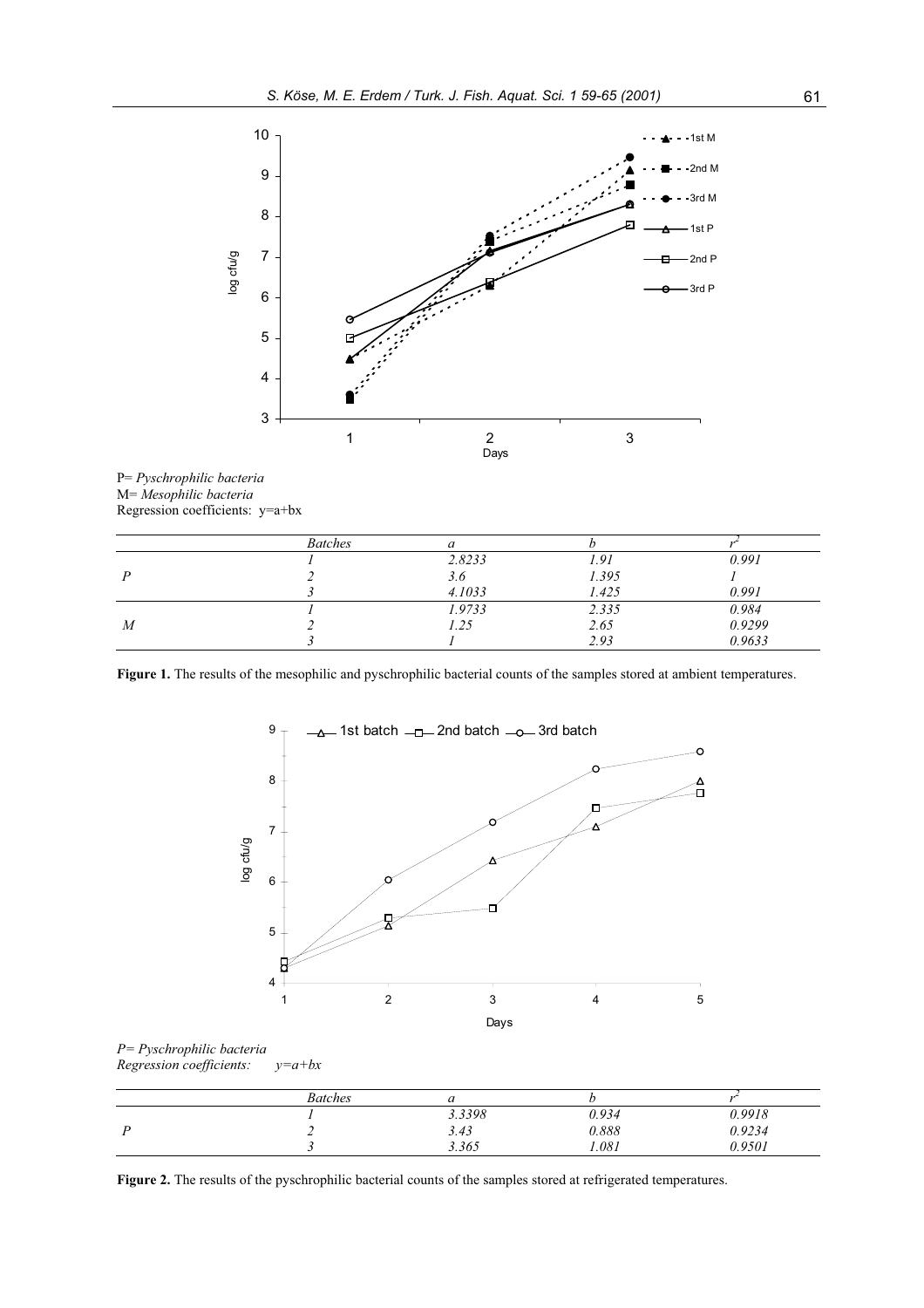P= *Pyschrophilic bacteria*
M= *Mesophilic bacteria*
Regression coefficients: y=a+bx

| | *Batches* | *a* | *b* | $r^2$ |
|---|---|---|---|---|
| *P* | *1* | *2.8233* | *1.91* | *0.991* |
| | *2* | *3.6* | *1.395* | *1* |
| | *3* | *4.1033* | *1.425* | *0.991* |
| *M* | *1* | *1.9733* | *2.335* | *0.984* |
| | *2* | *1.25* | *2.65* | *0.9299* |
| | *3* | *1* | *2.93* | *0.9633* |

**Figure 1.** The results of the mesophilic and pyschrophilic bacterial counts of the samples stored at ambient temperatures.

*P= Pyschrophilic bacteria*
*Regression coefficients: y=a+bx*

| | *Batches* | *a* | *b* | $r^2$ |
|---|---|---|---|---|
| *P* | *1* | *3.3398* | *0.934* | *0.9918* |
| | *2* | *3.43* | *0.888* | *0.9234* |
| | *3* | *3.365* | *1.081* | *0.9501* |

**Figure 2.** The results of the pyschrophilic bacterial counts of the samples stored at refrigerated temperatures.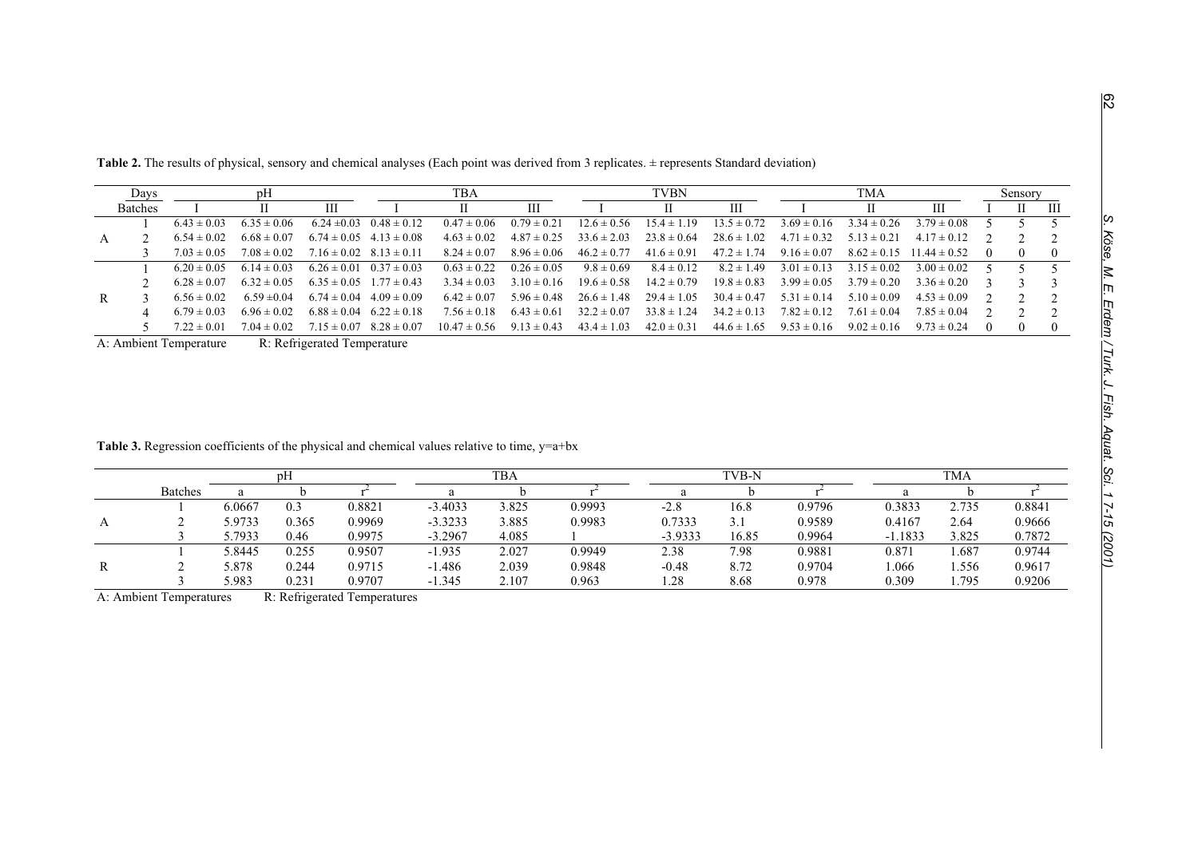**Table 2.** The results of physical, sensory and chemical analyses (Each point was derived from 3 replicates. ± represents Standard deviation)

| | Days | pH | | | TBA | | | TVBN | | | TMA | | | Sensory | | |
|---|---|---|---|---|---|---|---|---|---|---|---|---|---|---|---|---|
| | Batches | I | II | III | I | II | III | I | II | III | I | II | III | I | II | III |
| A | 1 | 6.43 ± 0.03 | 6.35 ± 0.06 | 6.24 ±0.03 | 0.48 ± 0.12 | 0.47 ± 0.06 | 0.79 ± 0.21 | 12.6 ± 0.56 | 15.4 ± 1.19 | 13.5 ± 0.72 | 3.69 ± 0.16 | 3.34 ± 0.26 | 3.79 ± 0.08 | 5 | 5 | 5 |
| | 2 | 6.54 ± 0.02 | 6.68 ± 0.07 | 6.74 ± 0.05 | 4.13 ± 0.08 | 4.63 ± 0.02 | 4.87 ± 0.25 | 33.6 ± 2.03 | 23.8 ± 0.64 | 28.6 ± 1.02 | 4.71 ± 0.32 | 5.13 ± 0.21 | 4.17 ± 0.12 | 2 | 2 | 2 |
| | 3 | 7.03 ± 0.05 | 7.08 ± 0.02 | 7.16 ± 0.02 | 8.13 ± 0.11 | 8.24 ± 0.07 | 8.96 ± 0.06 | 46.2 ± 0.77 | 41.6 ± 0.91 | 47.2 ± 1.74 | 9.16 ± 0.07 | 8.62 ± 0.15 | 11.44 ± 0.52 | 0 | 0 | 0 |
| R | 1 | 6.20 ± 0.05 | 6.14 ± 0.03 | 6.26 ± 0.01 | 0.37 ± 0.03 | 0.63 ± 0.22 | 0.26 ± 0.05 | 9.8 ± 0.69 | 8.4 ± 0.12 | 8.2 ± 1.49 | 3.01 ± 0.13 | 3.15 ± 0.02 | 3.00 ± 0.02 | 5 | 5 | 5 |
| | 2 | 6.28 ± 0.07 | 6.32 ± 0.05 | 6.35 ± 0.05 | 1.77 ± 0.43 | 3.34 ± 0.03 | 3.10 ± 0.16 | 19.6 ± 0.58 | 14.2 ± 0.79 | 19.8 ± 0.83 | 3.99 ± 0.05 | 3.79 ± 0.20 | 3.36 ± 0.20 | 3 | 3 | 3 |
| | 3 | 6.56 ± 0.02 | 6.59 ±0.04 | 6.74 ± 0.04 | 4.09 ± 0.09 | 6.42 ± 0.07 | 5.96 ± 0.48 | 26.6 ± 1.48 | 29.4 ± 1.05 | 30.4 ± 0.47 | 5.31 ± 0.14 | 5.10 ± 0.09 | 4.53 ± 0.09 | 2 | 2 | 2 |
| | 4 | 6.79 ± 0.03 | 6.96 ± 0.02 | 6.88 ± 0.04 | 6.22 ± 0.18 | 7.56 ± 0.18 | 6.43 ± 0.61 | 32.2 ± 0.07 | 33.8 ± 1.24 | 34.2 ± 0.13 | 7.82 ± 0.12 | 7.61 ± 0.04 | 7.85 ± 0.04 | 2 | 2 | 2 |
| | 5 | 7.22 ± 0.01 | 7.04 ± 0.02 | 7.15 ± 0.07 | 8.28 ± 0.07 | 10.47 ± 0.56 | 9.13 ± 0.43 | 43.4 ± 1.03 | 42.0 ± 0.31 | 44.6 ± 1.65 | 9.53 ± 0.16 | 9.02 ± 0.16 | 9.73 ± 0.24 | 0 | 0 | 0 |

A: Ambient Temperature R: Refrigerated Temperature

**Table 3.** Regression coefficients of the physical and chemical values relative to time, y=a+bx

| | | pH | | | TBA | | | TVB-N | | | TMA | | |
|---|---|---|---|---|---|---|---|---|---|---|---|---|---|
| | Batches | a | b | $r^2$ | a | b | $r^2$ | a | b | $r^2$ | a | b | $r^2$ |
| A | 1 | 6.0667 | 0.3 | 0.8821 | -3.4033 | 3.825 | 0.9993 | -2.8 | 16.8 | 0.9796 | 0.3833 | 2.735 | 0.8841 |
| | 2 | 5.9733 | 0.365 | 0.9969 | -3.3233 | 3.885 | 0.9983 | 0.7333 | 3.1 | 0.9589 | 0.4167 | 2.64 | 0.9666 |
| | 3 | 5.7933 | 0.46 | 0.9975 | -3.2967 | 4.085 | 1 | -3.9333 | 16.85 | 0.9964 | -1.1833 | 3.825 | 0.7872 |
| R | 1 | 5.8445 | 0.255 | 0.9507 | -1.935 | 2.027 | 0.9949 | 2.38 | 7.98 | 0.9881 | 0.871 | 1.687 | 0.9744 |
| | 2 | 5.878 | 0.244 | 0.9715 | -1.486 | 2.039 | 0.9848 | -0.48 | 8.72 | 0.9704 | 1.066 | 1.556 | 0.9617 |
| | 3 | 5.983 | 0.231 | 0.9707 | -1.345 | 2.107 | 0.963 | 1.28 | 8.68 | 0.978 | 0.309 | 1.795 | 0.9206 |

A: Ambient Temperatures R: Refrigerated Temperatures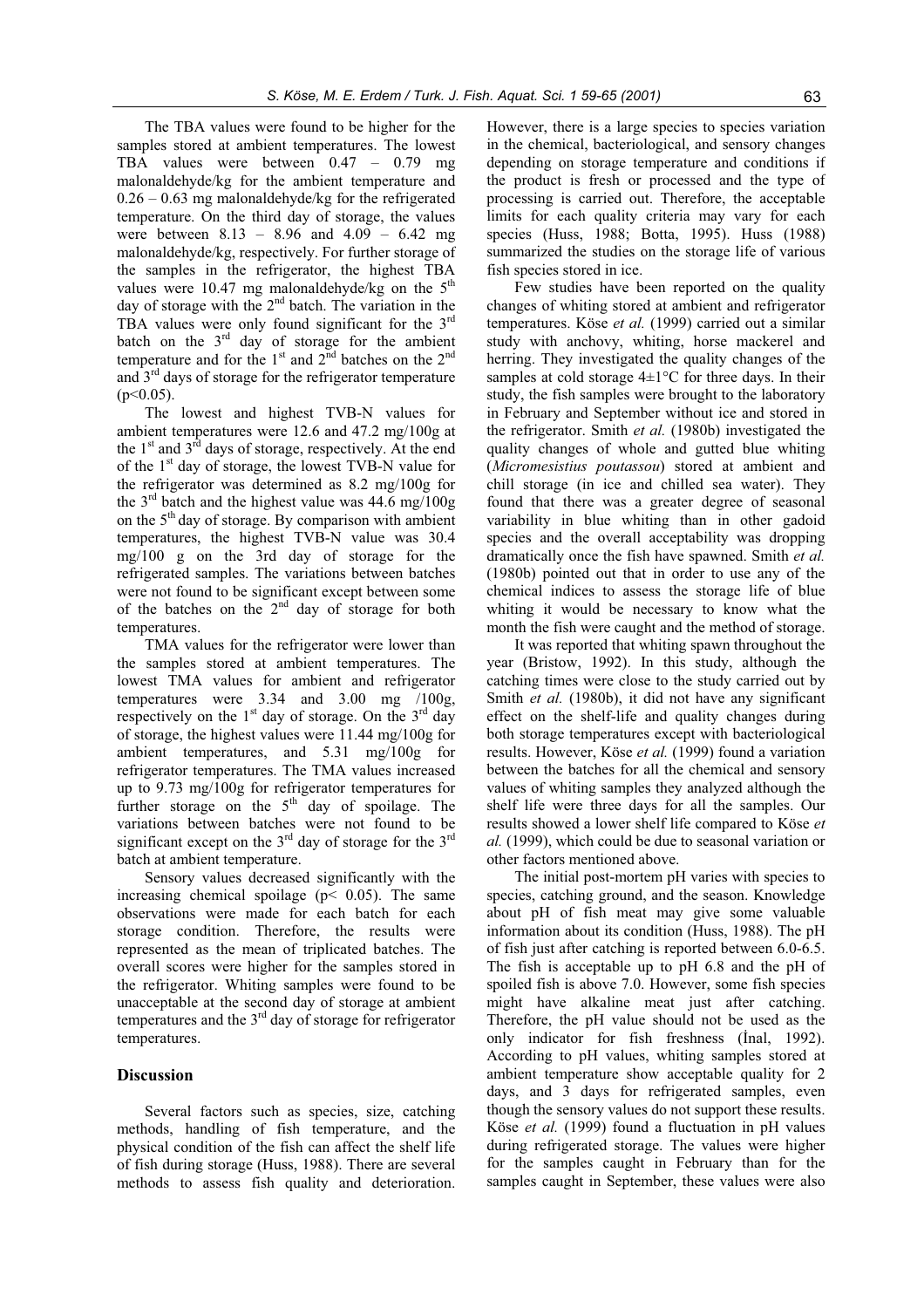The TBA values were found to be higher for the samples stored at ambient temperatures. The lowest TBA values were between 0.47 – 0.79 mg malonaldehyde/kg for the ambient temperature and 0.26 – 0.63 mg malonaldehyde/kg for the refrigerated temperature. On the third day of storage, the values were between 8.13 – 8.96 and 4.09 – 6.42 mg malonaldehyde/kg, respectively. For further storage of the samples in the refrigerator, the highest TBA values were 10.47 mg malonaldehyde/kg on the 5$^{th}$ day of storage with the 2$^{nd}$ batch. The variation in the TBA values were only found significant for the 3$^{rd}$ batch on the 3$^{rd}$ day of storage for the ambient temperature and for the 1$^{st}$ and 2$^{nd}$ batches on the 2$^{nd}$ and 3$^{rd}$ days of storage for the refrigerator temperature ($p<0.05$).

The lowest and highest TVB-N values for ambient temperatures were 12.6 and 47.2 mg/100g at the 1$^{st}$ and 3$^{rd}$ days of storage, respectively. At the end of the 1$^{st}$ day of storage, the lowest TVB-N value for the refrigerator was determined as 8.2 mg/100g for the 3$^{rd}$ batch and the highest value was 44.6 mg/100g on the 5$^{th}$ day of storage. By comparison with ambient temperatures, the highest TVB-N value was 30.4 mg/100 g on the 3rd day of storage for the refrigerated samples. The variations between batches were not found to be significant except between some of the batches on the 2$^{nd}$ day of storage for both temperatures.

TMA values for the refrigerator were lower than the samples stored at ambient temperatures. The lowest TMA values for ambient and refrigerator temperatures were 3.34 and 3.00 mg /100g, respectively on the 1$^{st}$ day of storage. On the 3$^{rd}$ day of storage, the highest values were 11.44 mg/100g for ambient temperatures, and 5.31 mg/100g for refrigerator temperatures. The TMA values increased up to 9.73 mg/100g for refrigerator temperatures for further storage on the 5$^{th}$ day of spoilage. The variations between batches were not found to be significant except on the 3$^{rd}$ day of storage for the 3$^{rd}$ batch at ambient temperature.

Sensory values decreased significantly with the increasing chemical spoilage ($p< 0.05$). The same observations were made for each batch for each storage condition. Therefore, the results were represented as the mean of triplicated batches. The overall scores were higher for the samples stored in the refrigerator. Whiting samples were found to be unacceptable at the second day of storage at ambient temperatures and the 3$^{rd}$ day of storage for refrigerator temperatures.

## Discussion

Several factors such as species, size, catching methods, handling of fish temperature, and the physical condition of the fish can affect the shelf life of fish during storage (Huss, 1988). There are several methods to assess fish quality and deterioration. However, there is a large species to species variation in the chemical, bacteriological, and sensory changes depending on storage temperature and conditions if the product is fresh or processed and the type of processing is carried out. Therefore, the acceptable limits for each quality criteria may vary for each species (Huss, 1988; Botta, 1995). Huss (1988) summarized the studies on the storage life of various fish species stored in ice.

Few studies have been reported on the quality changes of whiting stored at ambient and refrigerator temperatures. Köse *et al.* (1999) carried out a similar study with anchovy, whiting, horse mackerel and herring. They investigated the quality changes of the samples at cold storage 4±1°C for three days. In their study, the fish samples were brought to the laboratory in February and September without ice and stored in the refrigerator. Smith *et al.* (1980b) investigated the quality changes of whole and gutted blue whiting (*Micromesistius poutassou*) stored at ambient and chill storage (in ice and chilled sea water). They found that there was a greater degree of seasonal variability in blue whiting than in other gadoid species and the overall acceptability was dropping dramatically once the fish have spawned. Smith *et al.* (1980b) pointed out that in order to use any of the chemical indices to assess the storage life of blue whiting it would be necessary to know what the month the fish were caught and the method of storage.

It was reported that whiting spawn throughout the year (Bristow, 1992). In this study, although the catching times were close to the study carried out by Smith *et al.* (1980b), it did not have any significant effect on the shelf-life and quality changes during both storage temperatures except with bacteriological results. However, Köse *et al.* (1999) found a variation between the batches for all the chemical and sensory values of whiting samples they analyzed although the shelf life were three days for all the samples. Our results showed a lower shelf life compared to Köse *et al.* (1999), which could be due to seasonal variation or other factors mentioned above.

The initial post-mortem pH varies with species to species, catching ground, and the season. Knowledge about pH of fish meat may give some valuable information about its condition (Huss, 1988). The pH of fish just after catching is reported between 6.0-6.5. The fish is acceptable up to pH 6.8 and the pH of spoiled fish is above 7.0. However, some fish species might have alkaline meat just after catching. Therefore, the pH value should not be used as the only indicator for fish freshness (İnal, 1992). According to pH values, whiting samples stored at ambient temperature show acceptable quality for 2 days, and 3 days for refrigerated samples, even though the sensory values do not support these results. Köse *et al.* (1999) found a fluctuation in pH values during refrigerated storage. The values were higher for the samples caught in February than for the samples caught in September, these values were also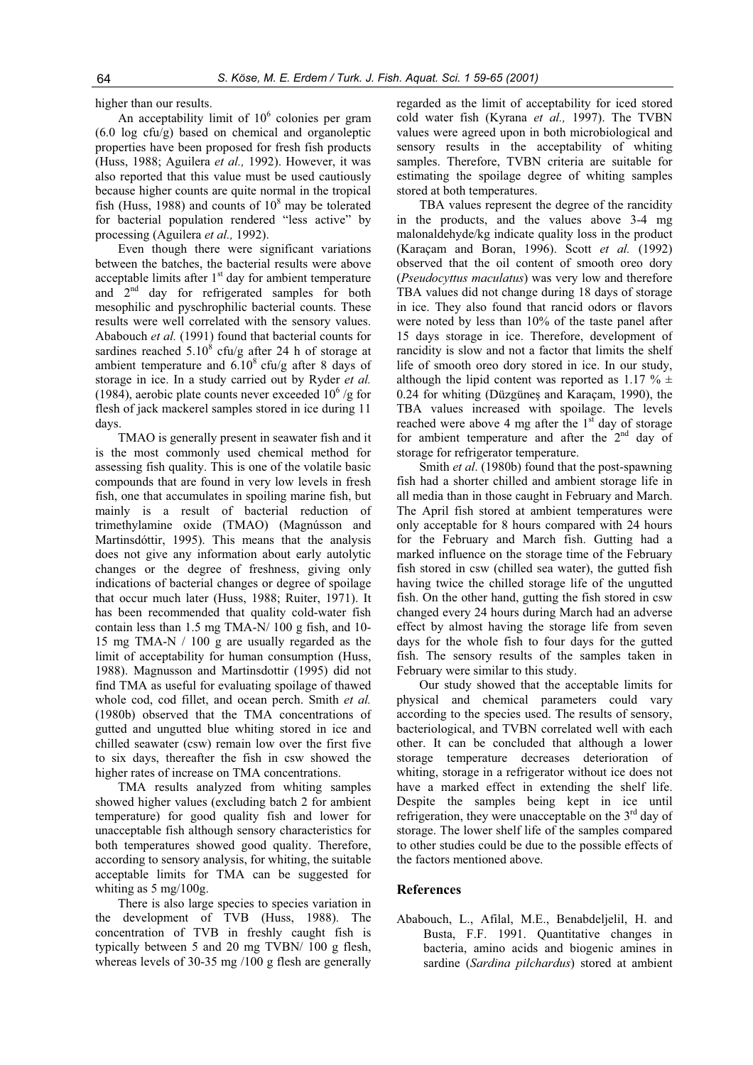higher than our results.

An acceptability limit of $10^6$ colonies per gram (6.0 log cfu/g) based on chemical and organoleptic properties have been proposed for fresh fish products (Huss, 1988; Aguilera *et al.,* 1992). However, it was also reported that this value must be used cautiously because higher counts are quite normal in the tropical fish (Huss, 1988) and counts of $10^8$ may be tolerated for bacterial population rendered "less active" by processing (Aguilera *et al.,* 1992).

Even though there were significant variations between the batches, the bacterial results were above acceptable limits after 1st day for ambient temperature and 2nd day for refrigerated samples for both mesophilic and pyschrophilic bacterial counts. These results were well correlated with the sensory values. Ababouch *et al.* (1991) found that bacterial counts for sardines reached $5.10^8$ cfu/g after 24 h of storage at ambient temperature and $6.10^8$ cfu/g after 8 days of storage in ice. In a study carried out by Ryder *et al.* (1984), aerobic plate counts never exceeded $10^6$ /g for flesh of jack mackerel samples stored in ice during 11 days.

TMAO is generally present in seawater fish and it is the most commonly used chemical method for assessing fish quality. This is one of the volatile basic compounds that are found in very low levels in fresh fish, one that accumulates in spoiling marine fish, but mainly is a result of bacterial reduction of trimethylamine oxide (TMAO) (Magnússon and Martinsdóttir, 1995). This means that the analysis does not give any information about early autolytic changes or the degree of freshness, giving only indications of bacterial changes or degree of spoilage that occur much later (Huss, 1988; Ruiter, 1971). It has been recommended that quality cold-water fish contain less than 1.5 mg TMA-N/ 100 g fish, and 10-15 mg TMA-N / 100 g are usually regarded as the limit of acceptability for human consumption (Huss, 1988). Magnusson and Martinsdottir (1995) did not find TMA as useful for evaluating spoilage of thawed whole cod, cod fillet, and ocean perch. Smith *et al.* (1980b) observed that the TMA concentrations of gutted and ungutted blue whiting stored in ice and chilled seawater (csw) remain low over the first five to six days, thereafter the fish in csw showed the higher rates of increase on TMA concentrations.

TMA results analyzed from whiting samples showed higher values (excluding batch 2 for ambient temperature) for good quality fish and lower for unacceptable fish although sensory characteristics for both temperatures showed good quality. Therefore, according to sensory analysis, for whiting, the suitable acceptable limits for TMA can be suggested for whiting as 5 mg/100g.

There is also large species to species variation in the development of TVB (Huss, 1988). The concentration of TVB in freshly caught fish is typically between 5 and 20 mg TVBN/ 100 g flesh, whereas levels of 30-35 mg /100 g flesh are generally regarded as the limit of acceptability for iced stored cold water fish (Kyrana *et al.,* 1997). The TVBN values were agreed upon in both microbiological and sensory results in the acceptability of whiting samples. Therefore, TVBN criteria are suitable for estimating the spoilage degree of whiting samples stored at both temperatures.

TBA values represent the degree of the rancidity in the products, and the values above 3-4 mg malonaldehyde/kg indicate quality loss in the product (Karaçam and Boran, 1996). Scott *et al.* (1992) observed that the oil content of smooth oreo dory (*Pseudocyttus maculatus*) was very low and therefore TBA values did not change during 18 days of storage in ice. They also found that rancid odors or flavors were noted by less than 10% of the taste panel after 15 days storage in ice. Therefore, development of rancidity is slow and not a factor that limits the shelf life of smooth oreo dory stored in ice. In our study, although the lipid content was reported as 1.17 % ± 0.24 for whiting (Düzgüneş and Karaçam, 1990), the TBA values increased with spoilage. The levels reached were above 4 mg after the 1st day of storage for ambient temperature and after the 2nd day of storage for refrigerator temperature.

Smith *et al*. (1980b) found that the post-spawning fish had a shorter chilled and ambient storage life in all media than in those caught in February and March. The April fish stored at ambient temperatures were only acceptable for 8 hours compared with 24 hours for the February and March fish. Gutting had a marked influence on the storage time of the February fish stored in csw (chilled sea water), the gutted fish having twice the chilled storage life of the ungutted fish. On the other hand, gutting the fish stored in csw changed every 24 hours during March had an adverse effect by almost having the storage life from seven days for the whole fish to four days for the gutted fish. The sensory results of the samples taken in February were similar to this study.

Our study showed that the acceptable limits for physical and chemical parameters could vary according to the species used. The results of sensory, bacteriological, and TVBN correlated well with each other. It can be concluded that although a lower storage temperature decreases deterioration of whiting, storage in a refrigerator without ice does not have a marked effect in extending the shelf life. Despite the samples being kept in ice until refrigeration, they were unacceptable on the 3rd day of storage. The lower shelf life of the samples compared to other studies could be due to the possible effects of the factors mentioned above.

## References

Ababouch, L., Afilal, M.E., Benabdeljelil, H. and Busta, F.F. 1991. Quantitative changes in bacteria, amino acids and biogenic amines in sardine (*Sardina pilchardus*) stored at ambient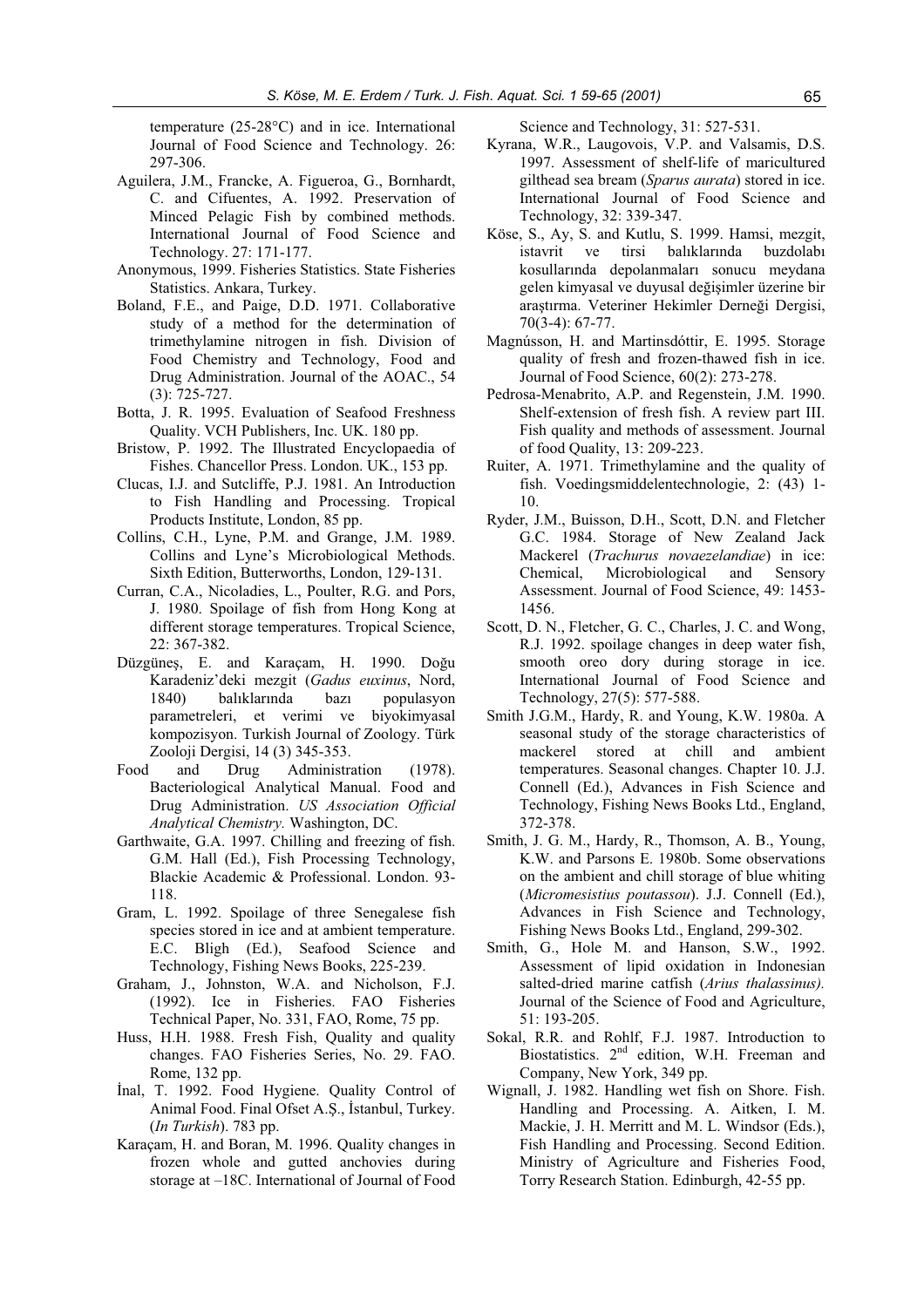temperature (25-28°C) and in ice. International Journal of Food Science and Technology. 26: 297-306.

Aguilera, J.M., Francke, A. Figueroa, G., Bornhardt, C. and Cifuentes, A. 1992. Preservation of Minced Pelagic Fish by combined methods. International Journal of Food Science and Technology. 27: 171-177.

Anonymous, 1999. Fisheries Statistics. State Fisheries Statistics. Ankara, Turkey.

Boland, F.E., and Paige, D.D. 1971. Collaborative study of a method for the determination of trimethylamine nitrogen in fish. Division of Food Chemistry and Technology, Food and Drug Administration. Journal of the AOAC., 54 (3): 725-727.

Botta, J. R. 1995. Evaluation of Seafood Freshness Quality. VCH Publishers, Inc. UK. 180 pp.

Bristow, P. 1992. The Illustrated Encyclopaedia of Fishes. Chancellor Press. London. UK., 153 pp.

Clucas, I.J. and Sutcliffe, P.J. 1981. An Introduction to Fish Handling and Processing. Tropical Products Institute, London, 85 pp.

Collins, C.H., Lyne, P.M. and Grange, J.M. 1989. Collins and Lyne's Microbiological Methods. Sixth Edition, Butterworths, London, 129-131.

Curran, C.A., Nicoladies, L., Poulter, R.G. and Pors, J. 1980. Spoilage of fish from Hong Kong at different storage temperatures. Tropical Science, 22: 367-382.

Düzgüneş, E. and Karaçam, H. 1990. Doğu Karadeniz'deki mezgit (*Gadus euxinus*, Nord, 1840) balıklarında bazı populasyon parametreleri, et verimi ve biyokimyasal kompozisyon. Turkish Journal of Zoology. Türk Zooloji Dergisi, 14 (3) 345-353.

Food and Drug Administration (1978). Bacteriological Analytical Manual. Food and Drug Administration. *US Association Official Analytical Chemistry.* Washington, DC.

Garthwaite, G.A. 1997. Chilling and freezing of fish. G.M. Hall (Ed.), Fish Processing Technology, Blackie Academic & Professional. London. 93-118.

Gram, L. 1992. Spoilage of three Senegalese fish species stored in ice and at ambient temperature. E.C. Bligh (Ed.), Seafood Science and Technology, Fishing News Books, 225-239.

Graham, J., Johnston, W.A. and Nicholson, F.J. (1992). Ice in Fisheries. FAO Fisheries Technical Paper, No. 331, FAO, Rome, 75 pp.

Huss, H.H. 1988. Fresh Fish, Quality and quality changes. FAO Fisheries Series, No. 29. FAO. Rome, 132 pp.

İnal, T. 1992. Food Hygiene. Quality Control of Animal Food. Final Ofset A.Ş., İstanbul, Turkey. (*In Turkish*). 783 pp.

Karaçam, H. and Boran, M. 1996. Quality changes in frozen whole and gutted anchovies during storage at –18C. International of Journal of Food Science and Technology, 31: 527-531.

Kyrana, W.R., Laugovois, V.P. and Valsamis, D.S. 1997. Assessment of shelf-life of maricultured gilthead sea bream (*Sparus aurata*) stored in ice. International Journal of Food Science and Technology, 32: 339-347.

Köse, S., Ay, S. and Kutlu, S. 1999. Hamsi, mezgit, istavrit ve tirsi balıklarında buzdolabı kosullarında depolanmaları sonucu meydana gelen kimyasal ve duyusal değişimler üzerine bir araştırma. Veteriner Hekimler Derneği Dergisi, 70(3-4): 67-77.

Magnússon, H. and Martinsdóttir, E. 1995. Storage quality of fresh and frozen-thawed fish in ice. Journal of Food Science, 60(2): 273-278.

Pedrosa-Menabrito, A.P. and Regenstein, J.M. 1990. Shelf-extension of fresh fish. A review part III. Fish quality and methods of assessment. Journal of food Quality, 13: 209-223.

Ruiter, A. 1971. Trimethylamine and the quality of fish. Voedingsmiddelentechnologie, 2: (43) 1-10.

Ryder, J.M., Buisson, D.H., Scott, D.N. and Fletcher G.C. 1984. Storage of New Zealand Jack Mackerel (*Trachurus novaezelandiae*) in ice: Chemical, Microbiological and Sensory Assessment. Journal of Food Science, 49: 1453-1456.

Scott, D. N., Fletcher, G. C., Charles, J. C. and Wong, R.J. 1992. spoilage changes in deep water fish, smooth oreo dory during storage in ice. International Journal of Food Science and Technology, 27(5): 577-588.

Smith J.G.M., Hardy, R. and Young, K.W. 1980a. A seasonal study of the storage characteristics of mackerel stored at chill and ambient temperatures. Seasonal changes. Chapter 10. J.J. Connell (Ed.), Advances in Fish Science and Technology, Fishing News Books Ltd., England, 372-378.

Smith, J. G. M., Hardy, R., Thomson, A. B., Young, K.W. and Parsons E. 1980b. Some observations on the ambient and chill storage of blue whiting (*Micromesistius poutassou*). J.J. Connell (Ed.), Advances in Fish Science and Technology, Fishing News Books Ltd., England, 299-302.

Smith, G., Hole M. and Hanson, S.W., 1992. Assessment of lipid oxidation in Indonesian salted-dried marine catfish (*Arius thalassinus).* Journal of the Science of Food and Agriculture, 51: 193-205.

Sokal, R.R. and Rohlf, F.J. 1987. Introduction to Biostatistics. 2nd edition, W.H. Freeman and Company, New York, 349 pp.

Wignall, J. 1982. Handling wet fish on Shore. Fish. Handling and Processing. A. Aitken, I. M. Mackie, J. H. Merritt and M. L. Windsor (Eds.), Fish Handling and Processing. Second Edition. Ministry of Agriculture and Fisheries Food, Torry Research Station. Edinburgh, 42-55 pp.